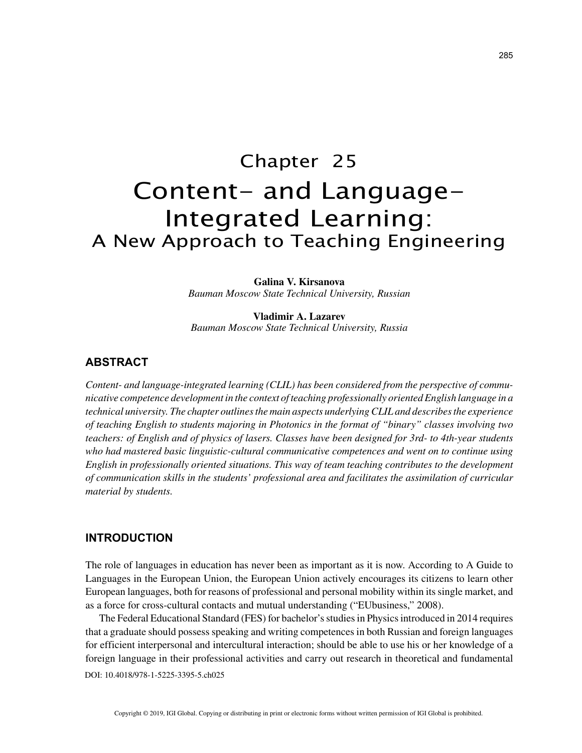# Chapter 25
# Content- and Language-Integrated Learning:
## A New Approach to Teaching Engineering

**Galina V. Kirsanova**
*Bauman Moscow State Technical University, Russian*

**Vladimir A. Lazarev**
*Bauman Moscow State Technical University, Russia*

## ABSTRACT

*Content- and language-integrated learning (CLIL) has been considered from the perspective of communicative competence development in the context of teaching professionally oriented English language in a technical university. The chapter outlines the main aspects underlying CLIL and describes the experience of teaching English to students majoring in Photonics in the format of "binary" classes involving two teachers: of English and of physics of lasers. Classes have been designed for 3rd- to 4th-year students who had mastered basic linguistic-cultural communicative competences and went on to continue using English in professionally oriented situations. This way of team teaching contributes to the development of communication skills in the students' professional area and facilitates the assimilation of curricular material by students.*

## INTRODUCTION

The role of languages in education has never been as important as it is now. According to A Guide to Languages in the European Union, the European Union actively encourages its citizens to learn other European languages, both for reasons of professional and personal mobility within its single market, and as a force for cross-cultural contacts and mutual understanding ("EUbusiness," 2008).

The Federal Educational Standard (FES) for bachelor's studies in Physics introduced in 2014 requires that a graduate should possess speaking and writing competences in both Russian and foreign languages for efficient interpersonal and intercultural interaction; should be able to use his or her knowledge of a foreign language in their professional activities and carry out research in theoretical and fundamental

DOI: 10.4018/978-1-5225-3395-5.ch025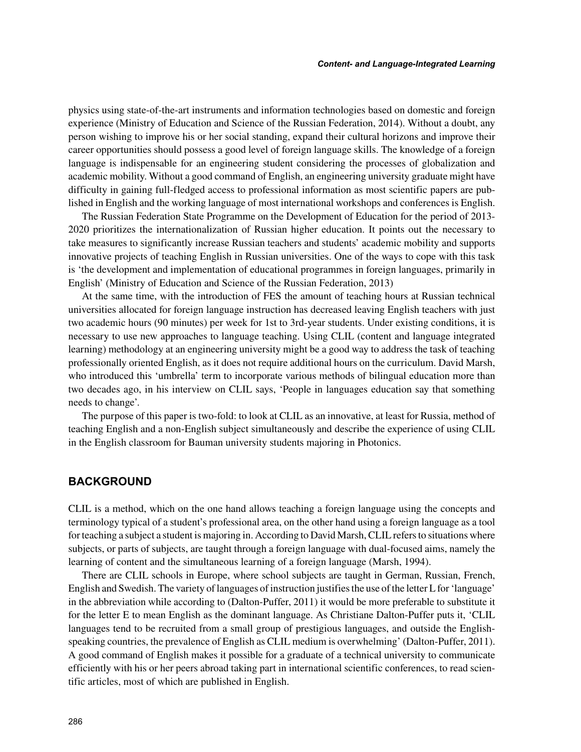physics using state-of-the-art instruments and information technologies based on domestic and foreign experience (Ministry of Education and Science of the Russian Federation, 2014). Without a doubt, any person wishing to improve his or her social standing, expand their cultural horizons and improve their career opportunities should possess a good level of foreign language skills. The knowledge of a foreign language is indispensable for an engineering student considering the processes of globalization and academic mobility. Without a good command of English, an engineering university graduate might have difficulty in gaining full-fledged access to professional information as most scientific papers are published in English and the working language of most international workshops and conferences is English.

The Russian Federation State Programme on the Development of Education for the period of 2013-2020 prioritizes the internationalization of Russian higher education. It points out the necessary to take measures to significantly increase Russian teachers and students' academic mobility and supports innovative projects of teaching English in Russian universities. One of the ways to cope with this task is 'the development and implementation of educational programmes in foreign languages, primarily in English' (Ministry of Education and Science of the Russian Federation, 2013)

At the same time, with the introduction of FES the amount of teaching hours at Russian technical universities allocated for foreign language instruction has decreased leaving English teachers with just two academic hours (90 minutes) per week for 1st to 3rd-year students. Under existing conditions, it is necessary to use new approaches to language teaching. Using CLIL (content and language integrated learning) methodology at an engineering university might be a good way to address the task of teaching professionally oriented English, as it does not require additional hours on the curriculum. David Marsh, who introduced this 'umbrella' term to incorporate various methods of bilingual education more than two decades ago, in his interview on CLIL says, 'People in languages education say that something needs to change'.

The purpose of this paper is two-fold: to look at CLIL as an innovative, at least for Russia, method of teaching English and a non-English subject simultaneously and describe the experience of using CLIL in the English classroom for Bauman university students majoring in Photonics.

## BACKGROUND

CLIL is a method, which on the one hand allows teaching a foreign language using the concepts and terminology typical of a student's professional area, on the other hand using a foreign language as a tool for teaching a subject a student is majoring in. According to David Marsh, CLIL refers to situations where subjects, or parts of subjects, are taught through a foreign language with dual-focused aims, namely the learning of content and the simultaneous learning of a foreign language (Marsh, 1994).

There are CLIL schools in Europe, where school subjects are taught in German, Russian, French, English and Swedish. The variety of languages of instruction justifies the use of the letter L for 'language' in the abbreviation while according to (Dalton-Puffer, 2011) it would be more preferable to substitute it for the letter E to mean English as the dominant language. As Christiane Dalton-Puffer puts it, 'CLIL languages tend to be recruited from a small group of prestigious languages, and outside the English-speaking countries, the prevalence of English as CLIL medium is overwhelming' (Dalton-Puffer, 2011). A good command of English makes it possible for a graduate of a technical university to communicate efficiently with his or her peers abroad taking part in international scientific conferences, to read scientific articles, most of which are published in English.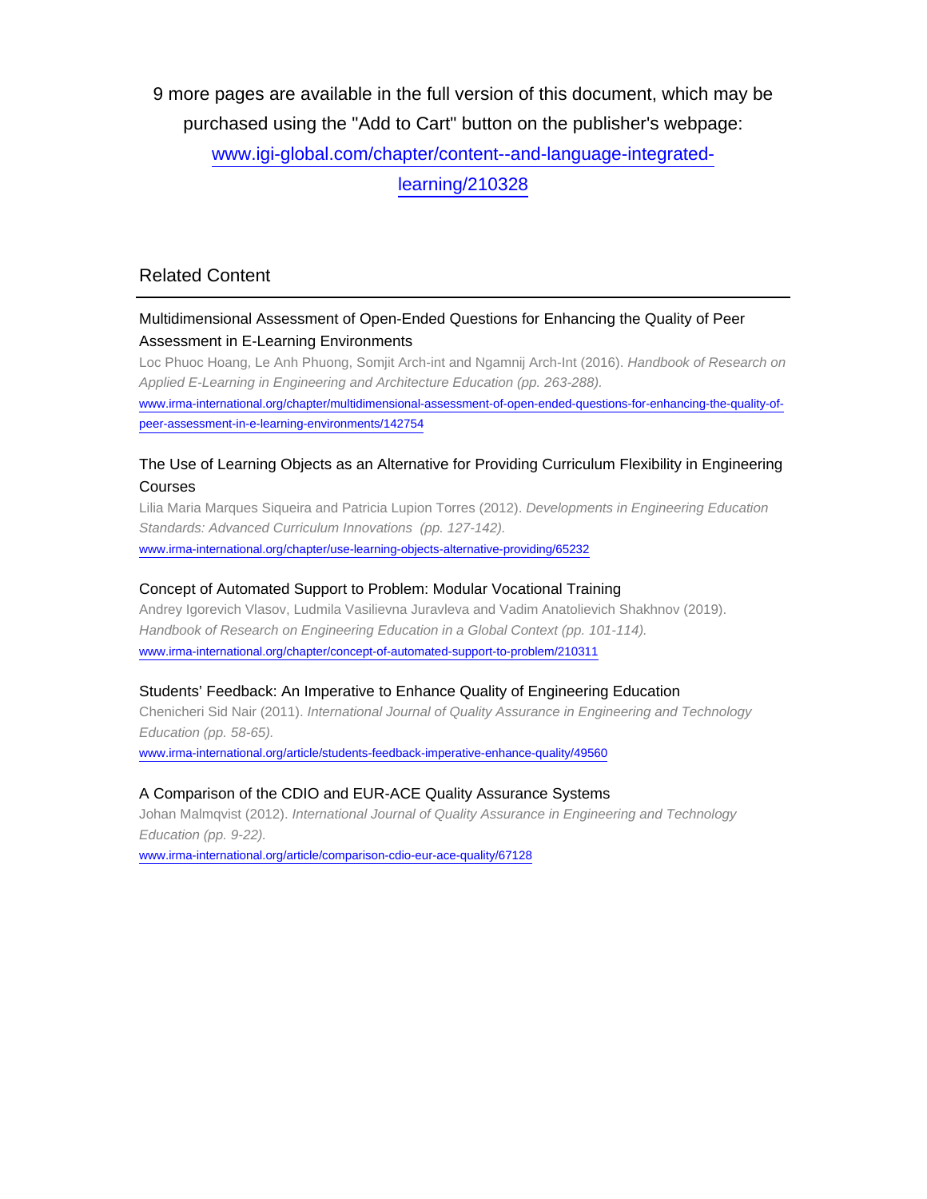9 more pages are available in the full version of this document, which may be purchased using the "Add to Cart" button on the publisher's webpage: [www.igi-global.com/chapter/content--and-language-integrated-learning/210328](www.igi-global.com/chapter/content--and-language-integrated-learning/210328)

## Related Content

**Multidimensional Assessment of Open-Ended Questions for Enhancing the Quality of Peer Assessment in E-Learning Environments**

Loc Phuoc Hoang, Le Anh Phuong, Somjit Arch-int and Ngamnij Arch-Int (2016). *Handbook of Research on Applied E-Learning in Engineering and Architecture Education (pp. 263-288).*

[www.irma-international.org/chapter/multidimensional-assessment-of-open-ended-questions-for-enhancing-the-quality-of-peer-assessment-in-e-learning-environments/142754](www.irma-international.org/chapter/multidimensional-assessment-of-open-ended-questions-for-enhancing-the-quality-of-peer-assessment-in-e-learning-environments/142754)

**The Use of Learning Objects as an Alternative for Providing Curriculum Flexibility in Engineering Courses**

Lilia Maria Marques Siqueira and Patricia Lupion Torres (2012). *Developments in Engineering Education Standards: Advanced Curriculum Innovations (pp. 127-142).*

[www.irma-international.org/chapter/use-learning-objects-alternative-providing/65232](www.irma-international.org/chapter/use-learning-objects-alternative-providing/65232)

**Concept of Automated Support to Problem: Modular Vocational Training**

Andrey Igorevich Vlasov, Ludmila Vasilievna Juravleva and Vadim Anatolievich Shakhnov (2019). *Handbook of Research on Engineering Education in a Global Context (pp. 101-114).*

[www.irma-international.org/chapter/concept-of-automated-support-to-problem/210311](www.irma-international.org/chapter/concept-of-automated-support-to-problem/210311)

**Students' Feedback: An Imperative to Enhance Quality of Engineering Education**

Chenicheri Sid Nair (2011). *International Journal of Quality Assurance in Engineering and Technology Education (pp. 58-65).*

[www.irma-international.org/article/students-feedback-imperative-enhance-quality/49560](www.irma-international.org/article/students-feedback-imperative-enhance-quality/49560)

**A Comparison of the CDIO and EUR-ACE Quality Assurance Systems**

Johan Malmqvist (2012). *International Journal of Quality Assurance in Engineering and Technology Education (pp. 9-22).*

[www.irma-international.org/article/comparison-cdio-eur-ace-quality/67128](www.irma-international.org/article/comparison-cdio-eur-ace-quality/67128)